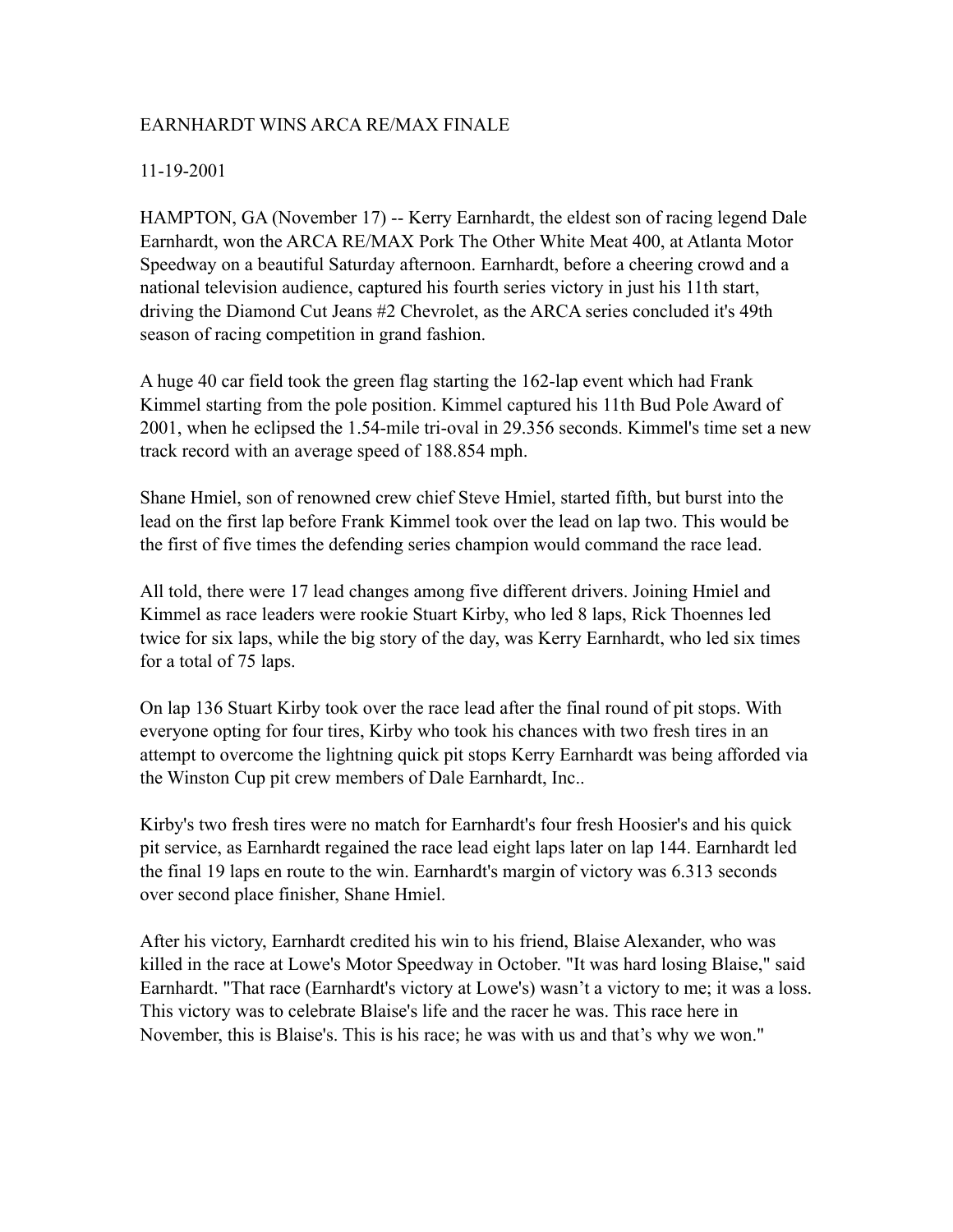# EARNHARDT WINS ARCA RE/MAX FINALE

11-19-2001

HAMPTON, GA (November 17) -- Kerry Earnhardt, the eldest son of racing legend Dale Earnhardt, won the ARCA RE/MAX Pork The Other White Meat 400, at Atlanta Motor Speedway on a beautiful Saturday afternoon. Earnhardt, before a cheering crowd and a national television audience, captured his fourth series victory in just his 11th start, driving the Diamond Cut Jeans #2 Chevrolet, as the ARCA series concluded it's 49th season of racing competition in grand fashion.

A huge 40 car field took the green flag starting the 162-lap event which had Frank Kimmel starting from the pole position. Kimmel captured his 11th Bud Pole Award of 2001, when he eclipsed the 1.54-mile tri-oval in 29.356 seconds. Kimmel's time set a new track record with an average speed of 188.854 mph.

Shane Hmiel, son of renowned crew chief Steve Hmiel, started fifth, but burst into the lead on the first lap before Frank Kimmel took over the lead on lap two. This would be the first of five times the defending series champion would command the race lead.

All told, there were 17 lead changes among five different drivers. Joining Hmiel and Kimmel as race leaders were rookie Stuart Kirby, who led 8 laps, Rick Thoennes led twice for six laps, while the big story of the day, was Kerry Earnhardt, who led six times for a total of 75 laps.

On lap 136 Stuart Kirby took over the race lead after the final round of pit stops. With everyone opting for four tires, Kirby who took his chances with two fresh tires in an attempt to overcome the lightning quick pit stops Kerry Earnhardt was being afforded via the Winston Cup pit crew members of Dale Earnhardt, Inc..

Kirby's two fresh tires were no match for Earnhardt's four fresh Hoosier's and his quick pit service, as Earnhardt regained the race lead eight laps later on lap 144. Earnhardt led the final 19 laps en route to the win. Earnhardt's margin of victory was 6.313 seconds over second place finisher, Shane Hmiel.

After his victory, Earnhardt credited his win to his friend, Blaise Alexander, who was killed in the race at Lowe's Motor Speedway in October. "It was hard losing Blaise," said Earnhardt. "That race (Earnhardt's victory at Lowe's) wasn't a victory to me; it was a loss. This victory was to celebrate Blaise's life and the racer he was. This race here in November, this is Blaise's. This is his race; he was with us and that's why we won."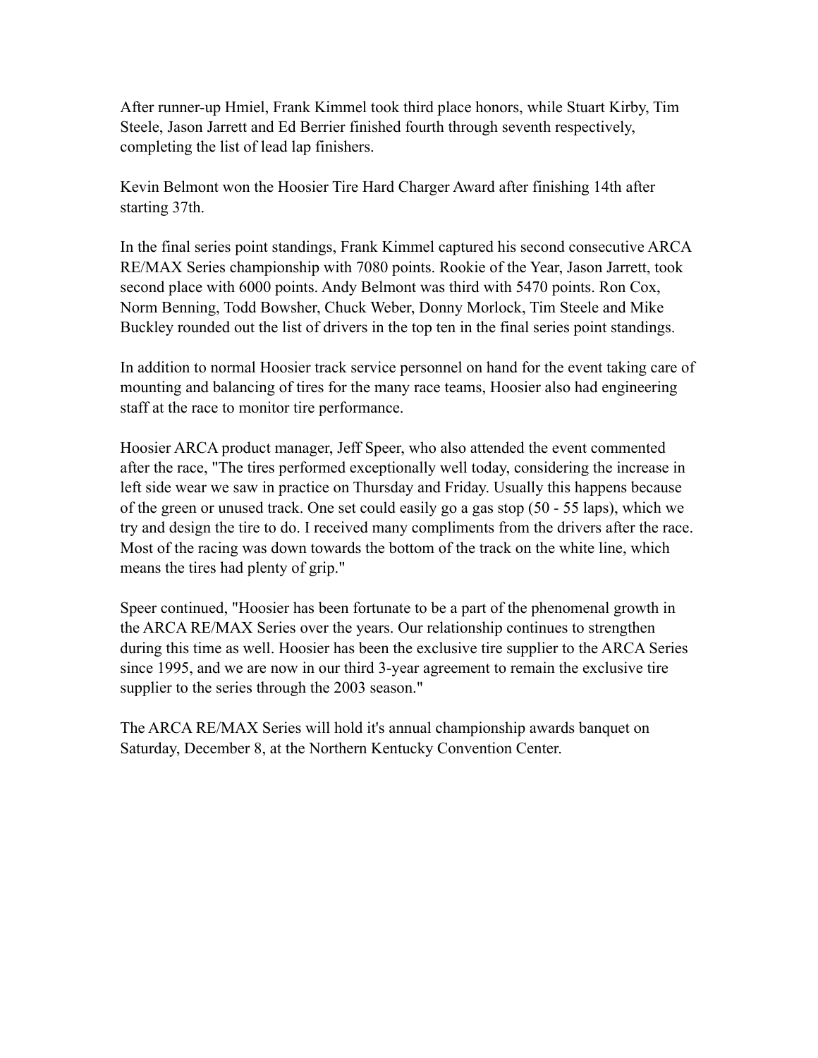After runner-up Hmiel, Frank Kimmel took third place honors, while Stuart Kirby, Tim Steele, Jason Jarrett and Ed Berrier finished fourth through seventh respectively, completing the list of lead lap finishers.

Kevin Belmont won the Hoosier Tire Hard Charger Award after finishing 14th after starting 37th.

In the final series point standings, Frank Kimmel captured his second consecutive ARCA RE/MAX Series championship with 7080 points. Rookie of the Year, Jason Jarrett, took second place with 6000 points. Andy Belmont was third with 5470 points. Ron Cox, Norm Benning, Todd Bowsher, Chuck Weber, Donny Morlock, Tim Steele and Mike Buckley rounded out the list of drivers in the top ten in the final series point standings.

In addition to normal Hoosier track service personnel on hand for the event taking care of mounting and balancing of tires for the many race teams, Hoosier also had engineering staff at the race to monitor tire performance.

Hoosier ARCA product manager, Jeff Speer, who also attended the event commented after the race, "The tires performed exceptionally well today, considering the increase in left side wear we saw in practice on Thursday and Friday. Usually this happens because of the green or unused track. One set could easily go a gas stop (50 - 55 laps), which we try and design the tire to do. I received many compliments from the drivers after the race. Most of the racing was down towards the bottom of the track on the white line, which means the tires had plenty of grip."

Speer continued, "Hoosier has been fortunate to be a part of the phenomenal growth in the ARCA RE/MAX Series over the years. Our relationship continues to strengthen during this time as well. Hoosier has been the exclusive tire supplier to the ARCA Series since 1995, and we are now in our third 3-year agreement to remain the exclusive tire supplier to the series through the 2003 season."

The ARCA RE/MAX Series will hold it's annual championship awards banquet on Saturday, December 8, at the Northern Kentucky Convention Center.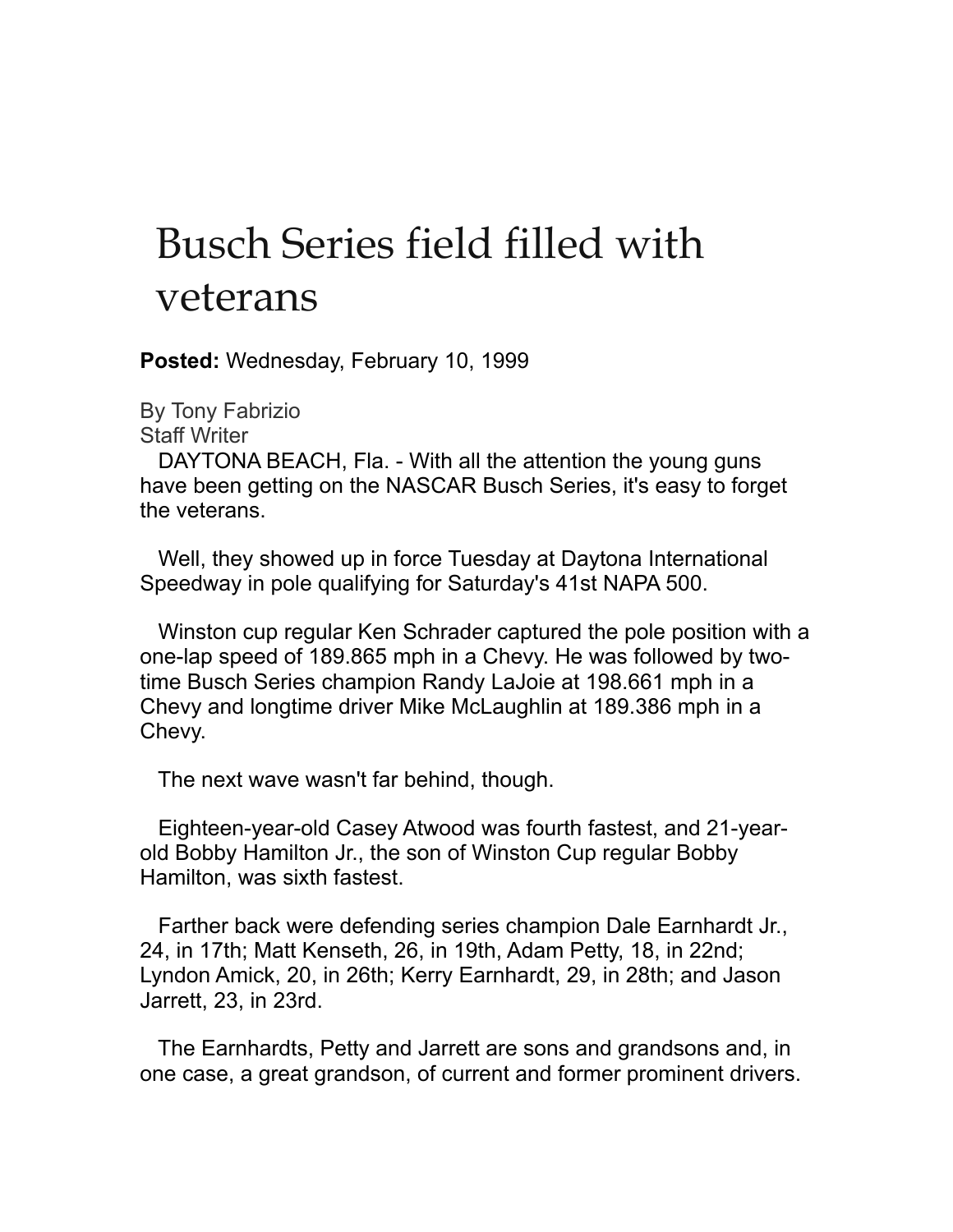# Busch Series field filled with veterans

**Posted:** Wednesday, February 10, 1999

By Tony Fabrizio
Staff Writer

DAYTONA BEACH, Fla. - With all the attention the young guns have been getting on the NASCAR Busch Series, it's easy to forget the veterans.

Well, they showed up in force Tuesday at Daytona International Speedway in pole qualifying for Saturday's 41st NAPA 500.

Winston cup regular Ken Schrader captured the pole position with a one-lap speed of 189.865 mph in a Chevy. He was followed by two-time Busch Series champion Randy LaJoie at 198.661 mph in a Chevy and longtime driver Mike McLaughlin at 189.386 mph in a Chevy.

The next wave wasn't far behind, though.

Eighteen-year-old Casey Atwood was fourth fastest, and 21-year-old Bobby Hamilton Jr., the son of Winston Cup regular Bobby Hamilton, was sixth fastest.

Farther back were defending series champion Dale Earnhardt Jr., 24, in 17th; Matt Kenseth, 26, in 19th, Adam Petty, 18, in 22nd; Lyndon Amick, 20, in 26th; Kerry Earnhardt, 29, in 28th; and Jason Jarrett, 23, in 23rd.

The Earnhardts, Petty and Jarrett are sons and grandsons and, in one case, a great grandson, of current and former prominent drivers.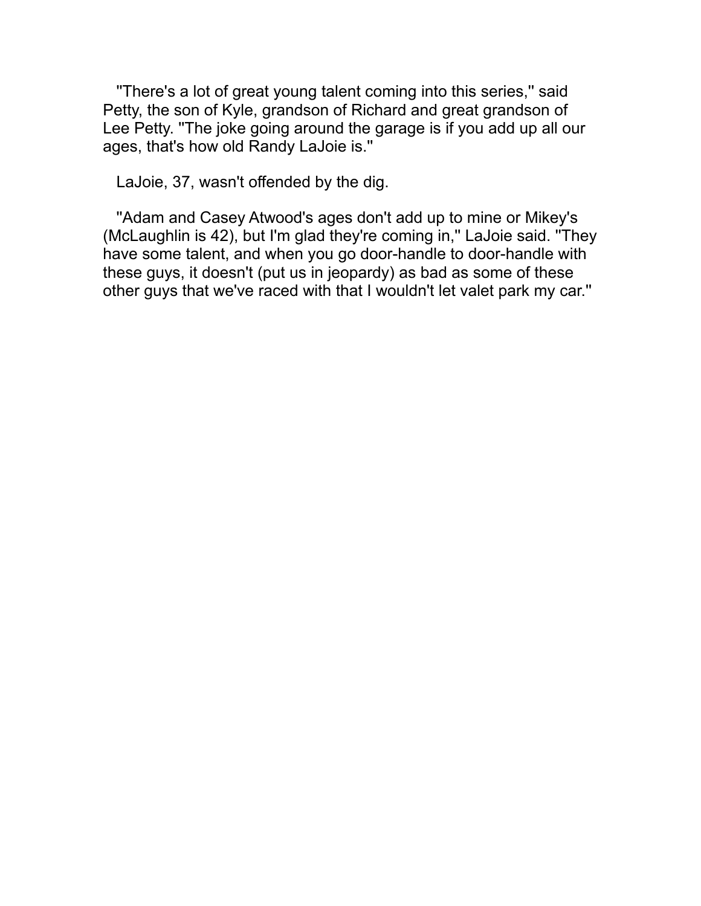"There's a lot of great young talent coming into this series," said Petty, the son of Kyle, grandson of Richard and great grandson of Lee Petty. "The joke going around the garage is if you add up all our ages, that's how old Randy LaJoie is."

LaJoie, 37, wasn't offended by the dig.

"Adam and Casey Atwood's ages don't add up to mine or Mikey's (McLaughlin is 42), but I'm glad they're coming in," LaJoie said. "They have some talent, and when you go door-handle to door-handle with these guys, it doesn't (put us in jeopardy) as bad as some of these other guys that we've raced with that I wouldn't let valet park my car."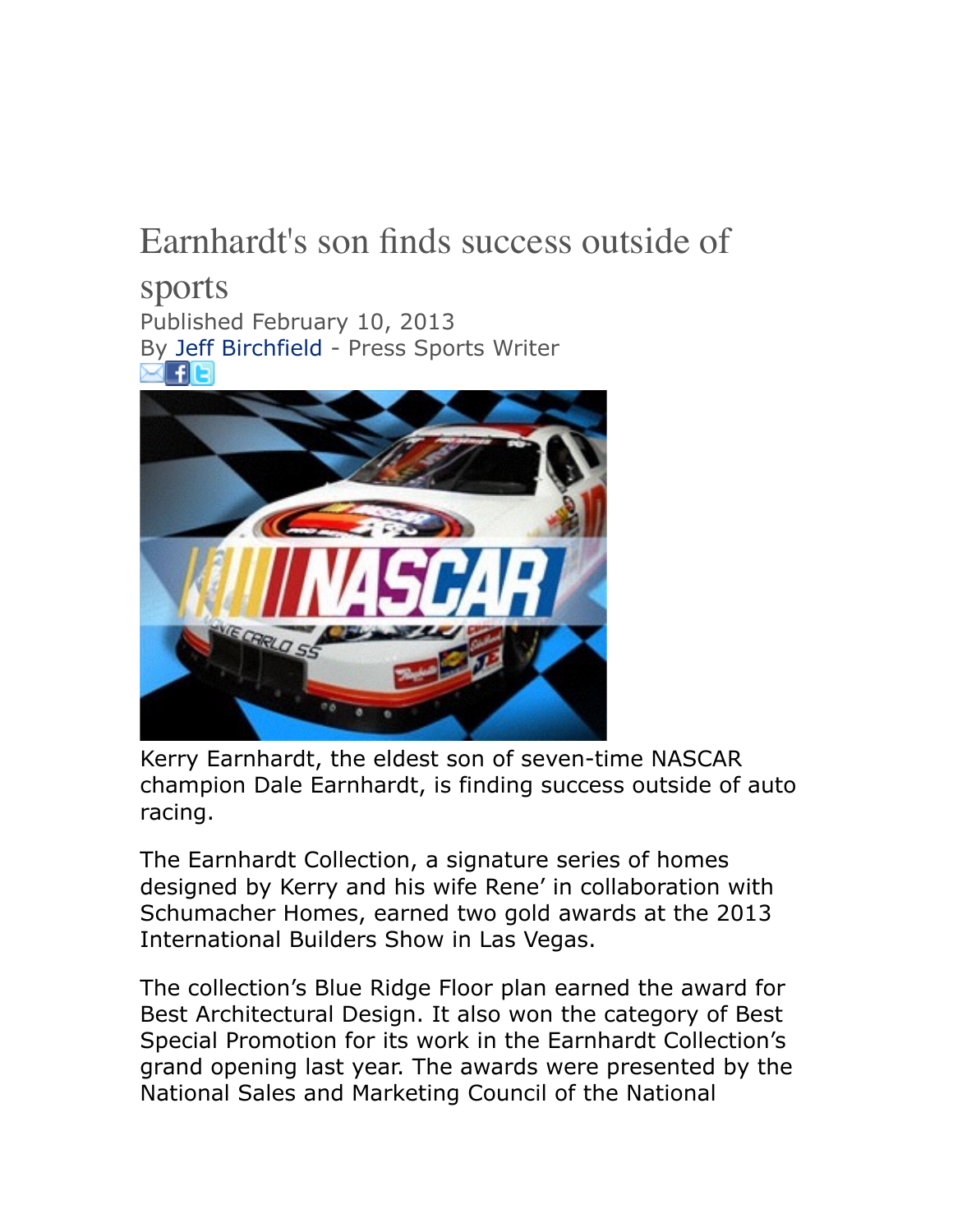# Earnhardt's son finds success outside of sports

Published February 10, 2013
By Jeff Birchfield - Press Sports Writer

Kerry Earnhardt, the eldest son of seven-time NASCAR champion Dale Earnhardt, is finding success outside of auto racing.

The Earnhardt Collection, a signature series of homes designed by Kerry and his wife Rene' in collaboration with Schumacher Homes, earned two gold awards at the 2013 International Builders Show in Las Vegas.

The collection's Blue Ridge Floor plan earned the award for Best Architectural Design. It also won the category of Best Special Promotion for its work in the Earnhardt Collection's grand opening last year. The awards were presented by the National Sales and Marketing Council of the National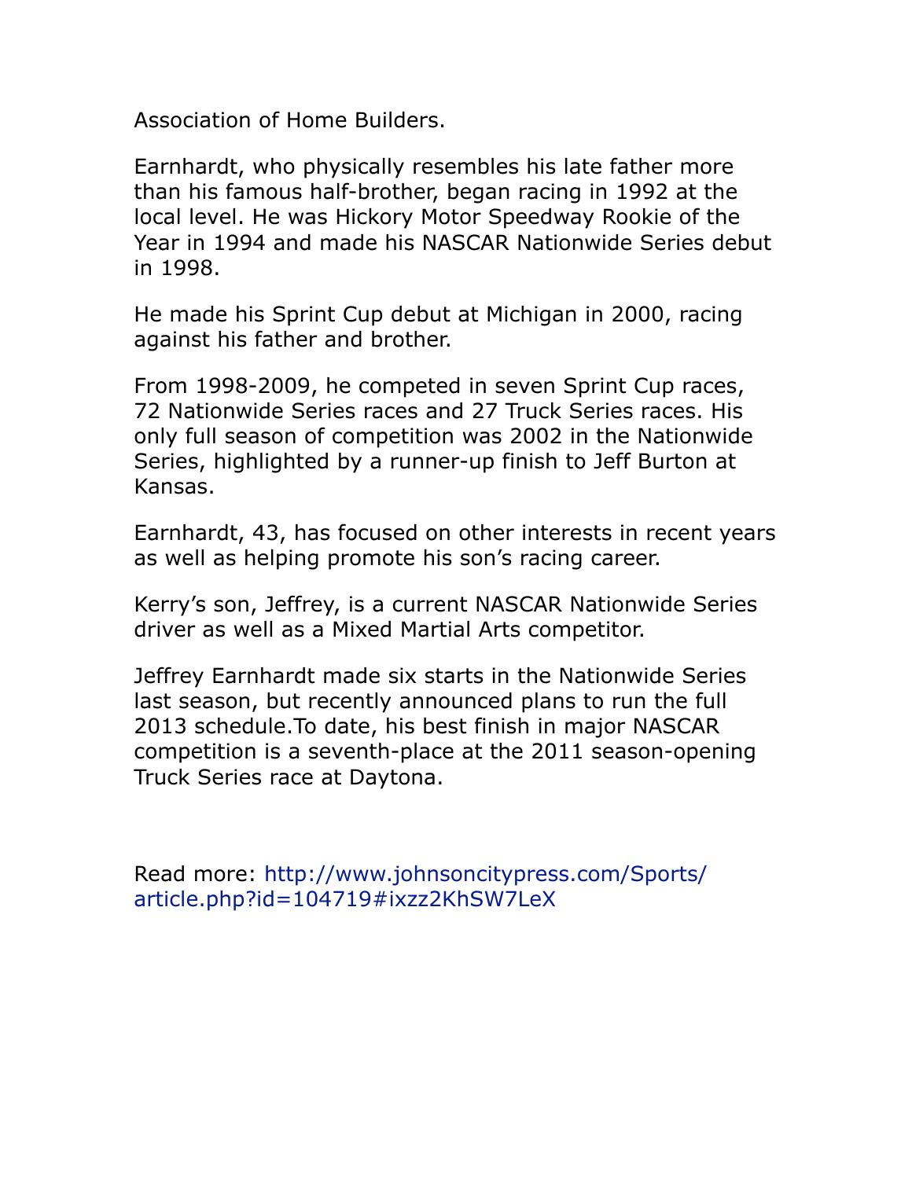Association of Home Builders.

Earnhardt, who physically resembles his late father more than his famous half-brother, began racing in 1992 at the local level. He was Hickory Motor Speedway Rookie of the Year in 1994 and made his NASCAR Nationwide Series debut in 1998.

He made his Sprint Cup debut at Michigan in 2000, racing against his father and brother.

From 1998-2009, he competed in seven Sprint Cup races, 72 Nationwide Series races and 27 Truck Series races. His only full season of competition was 2002 in the Nationwide Series, highlighted by a runner-up finish to Jeff Burton at Kansas.

Earnhardt, 43, has focused on other interests in recent years as well as helping promote his son's racing career.

Kerry's son, Jeffrey, is a current NASCAR Nationwide Series driver as well as a Mixed Martial Arts competitor.

Jeffrey Earnhardt made six starts in the Nationwide Series last season, but recently announced plans to run the full 2013 schedule.To date, his best finish in major NASCAR competition is a seventh-place at the 2011 season-opening Truck Series race at Daytona.

Read more: http://www.johnsoncitypress.com/Sports/article.php?id=104719#ixzz2KhSW7LeX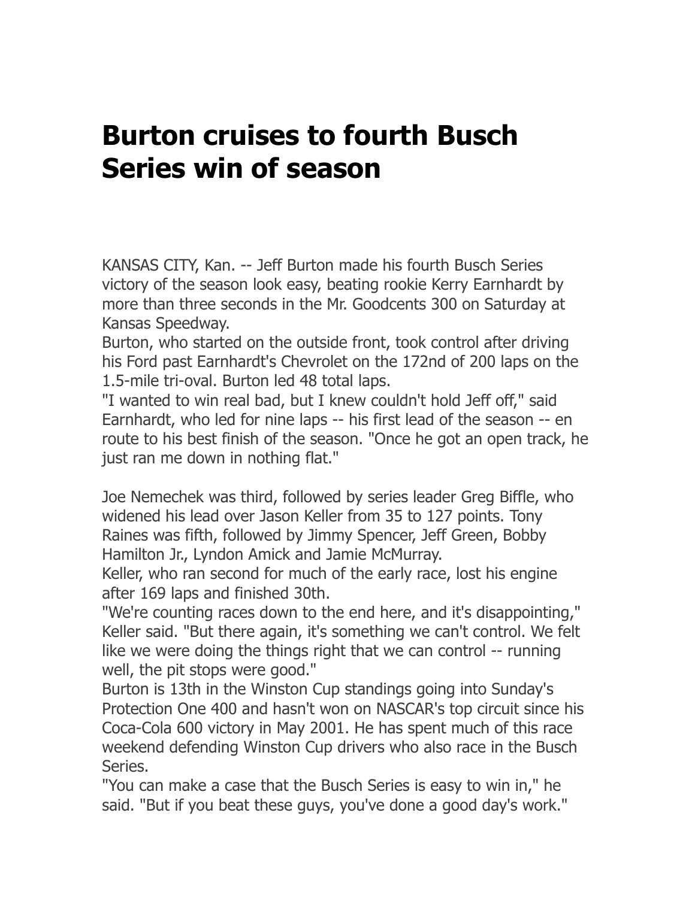# Burton cruises to fourth Busch Series win of season

KANSAS CITY, Kan. -- Jeff Burton made his fourth Busch Series victory of the season look easy, beating rookie Kerry Earnhardt by more than three seconds in the Mr. Goodcents 300 on Saturday at Kansas Speedway.

Burton, who started on the outside front, took control after driving his Ford past Earnhardt's Chevrolet on the 172nd of 200 laps on the 1.5-mile tri-oval. Burton led 48 total laps.

"I wanted to win real bad, but I knew couldn't hold Jeff off," said Earnhardt, who led for nine laps -- his first lead of the season -- en route to his best finish of the season. "Once he got an open track, he just ran me down in nothing flat."

Joe Nemechek was third, followed by series leader Greg Biffle, who widened his lead over Jason Keller from 35 to 127 points. Tony Raines was fifth, followed by Jimmy Spencer, Jeff Green, Bobby Hamilton Jr., Lyndon Amick and Jamie McMurray.

Keller, who ran second for much of the early race, lost his engine after 169 laps and finished 30th.

"We're counting races down to the end here, and it's disappointing," Keller said. "But there again, it's something we can't control. We felt like we were doing the things right that we can control -- running well, the pit stops were good."

Burton is 13th in the Winston Cup standings going into Sunday's Protection One 400 and hasn't won on NASCAR's top circuit since his Coca-Cola 600 victory in May 2001. He has spent much of this race weekend defending Winston Cup drivers who also race in the Busch Series.

"You can make a case that the Busch Series is easy to win in," he said. "But if you beat these guys, you've done a good day's work."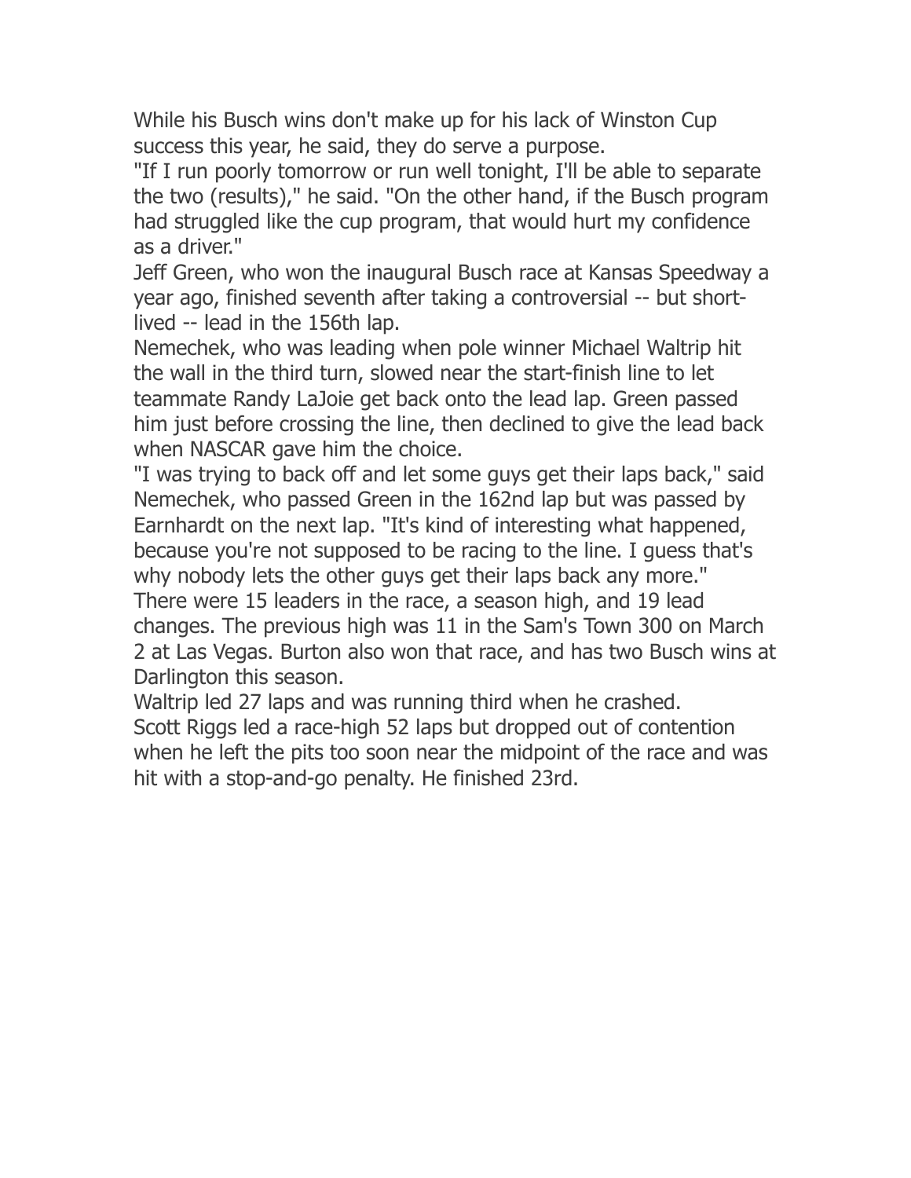While his Busch wins don't make up for his lack of Winston Cup success this year, he said, they do serve a purpose.

"If I run poorly tomorrow or run well tonight, I'll be able to separate the two (results)," he said. "On the other hand, if the Busch program had struggled like the cup program, that would hurt my confidence as a driver."

Jeff Green, who won the inaugural Busch race at Kansas Speedway a year ago, finished seventh after taking a controversial -- but short-lived -- lead in the 156th lap.

Nemechek, who was leading when pole winner Michael Waltrip hit the wall in the third turn, slowed near the start-finish line to let teammate Randy LaJoie get back onto the lead lap. Green passed him just before crossing the line, then declined to give the lead back when NASCAR gave him the choice.

"I was trying to back off and let some guys get their laps back," said Nemechek, who passed Green in the 162nd lap but was passed by Earnhardt on the next lap. "It's kind of interesting what happened, because you're not supposed to be racing to the line. I guess that's why nobody lets the other guys get their laps back any more."

There were 15 leaders in the race, a season high, and 19 lead changes. The previous high was 11 in the Sam's Town 300 on March 2 at Las Vegas. Burton also won that race, and has two Busch wins at Darlington this season.

Waltrip led 27 laps and was running third when he crashed.

Scott Riggs led a race-high 52 laps but dropped out of contention when he left the pits too soon near the midpoint of the race and was hit with a stop-and-go penalty. He finished 23rd.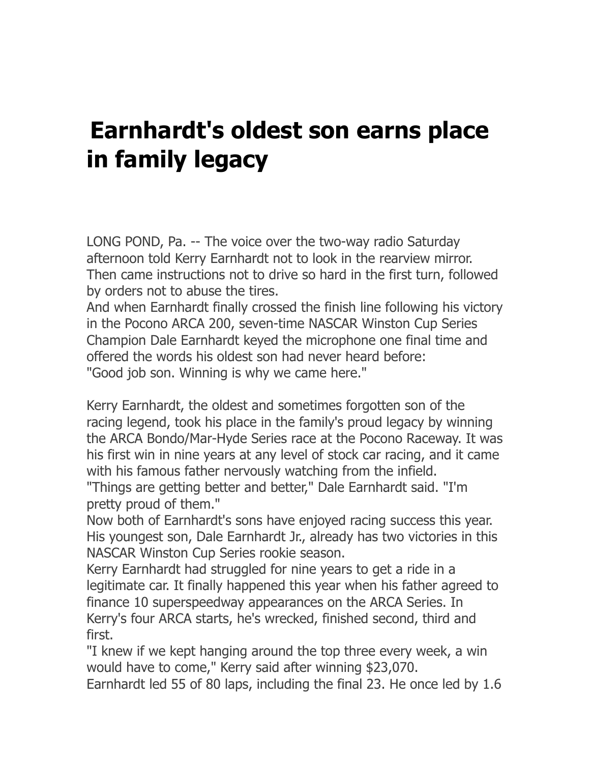# Earnhardt's oldest son earns place in family legacy

LONG POND, Pa. -- The voice over the two-way radio Saturday afternoon told Kerry Earnhardt not to look in the rearview mirror. Then came instructions not to drive so hard in the first turn, followed by orders not to abuse the tires.

And when Earnhardt finally crossed the finish line following his victory in the Pocono ARCA 200, seven-time NASCAR Winston Cup Series Champion Dale Earnhardt keyed the microphone one final time and offered the words his oldest son had never heard before:

"Good job son. Winning is why we came here."

Kerry Earnhardt, the oldest and sometimes forgotten son of the racing legend, took his place in the family's proud legacy by winning the ARCA Bondo/Mar-Hyde Series race at the Pocono Raceway. It was his first win in nine years at any level of stock car racing, and it came with his famous father nervously watching from the infield.

"Things are getting better and better," Dale Earnhardt said. "I'm pretty proud of them."

Now both of Earnhardt's sons have enjoyed racing success this year. His youngest son, Dale Earnhardt Jr., already has two victories in this NASCAR Winston Cup Series rookie season.

Kerry Earnhardt had struggled for nine years to get a ride in a legitimate car. It finally happened this year when his father agreed to finance 10 superspeedway appearances on the ARCA Series. In Kerry's four ARCA starts, he's wrecked, finished second, third and first.

"I knew if we kept hanging around the top three every week, a win would have to come," Kerry said after winning $23,070.

Earnhardt led 55 of 80 laps, including the final 23. He once led by 1.6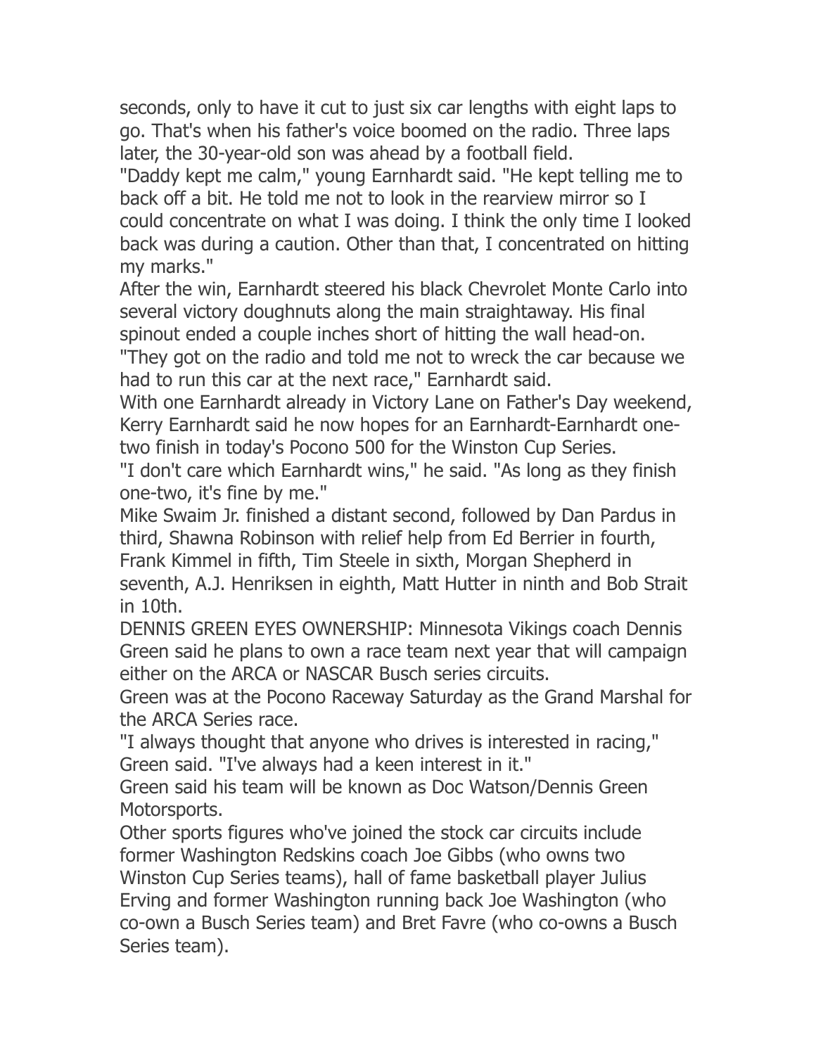seconds, only to have it cut to just six car lengths with eight laps to go. That's when his father's voice boomed on the radio. Three laps later, the 30-year-old son was ahead by a football field.

"Daddy kept me calm," young Earnhardt said. "He kept telling me to back off a bit. He told me not to look in the rearview mirror so I could concentrate on what I was doing. I think the only time I looked back was during a caution. Other than that, I concentrated on hitting my marks."

After the win, Earnhardt steered his black Chevrolet Monte Carlo into several victory doughnuts along the main straightaway. His final spinout ended a couple inches short of hitting the wall head-on.

"They got on the radio and told me not to wreck the car because we had to run this car at the next race," Earnhardt said.

With one Earnhardt already in Victory Lane on Father's Day weekend, Kerry Earnhardt said he now hopes for an Earnhardt-Earnhardt one-two finish in today's Pocono 500 for the Winston Cup Series.

"I don't care which Earnhardt wins," he said. "As long as they finish one-two, it's fine by me."

Mike Swaim Jr. finished a distant second, followed by Dan Pardus in third, Shawna Robinson with relief help from Ed Berrier in fourth, Frank Kimmel in fifth, Tim Steele in sixth, Morgan Shepherd in seventh, A.J. Henriksen in eighth, Matt Hutter in ninth and Bob Strait in 10th.

DENNIS GREEN EYES OWNERSHIP: Minnesota Vikings coach Dennis Green said he plans to own a race team next year that will campaign either on the ARCA or NASCAR Busch series circuits.

Green was at the Pocono Raceway Saturday as the Grand Marshal for the ARCA Series race.

"I always thought that anyone who drives is interested in racing," Green said. "I've always had a keen interest in it."

Green said his team will be known as Doc Watson/Dennis Green Motorsports.

Other sports figures who've joined the stock car circuits include former Washington Redskins coach Joe Gibbs (who owns two Winston Cup Series teams), hall of fame basketball player Julius Erving and former Washington running back Joe Washington (who co-own a Busch Series team) and Bret Favre (who co-owns a Busch Series team).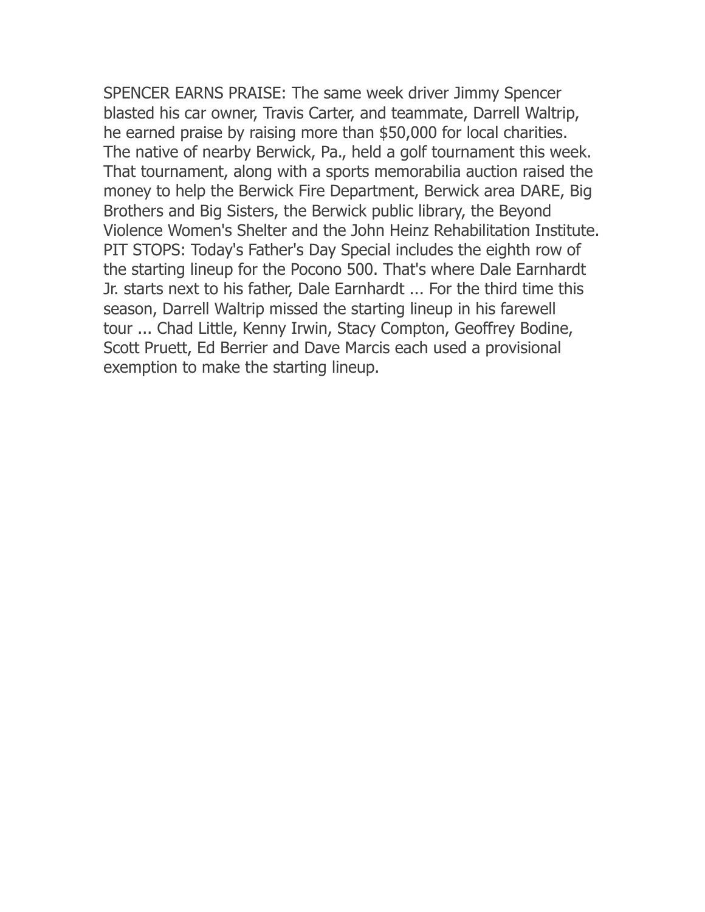SPENCER EARNS PRAISE: The same week driver Jimmy Spencer blasted his car owner, Travis Carter, and teammate, Darrell Waltrip, he earned praise by raising more than $50,000 for local charities. The native of nearby Berwick, Pa., held a golf tournament this week. That tournament, along with a sports memorabilia auction raised the money to help the Berwick Fire Department, Berwick area DARE, Big Brothers and Big Sisters, the Berwick public library, the Beyond Violence Women's Shelter and the John Heinz Rehabilitation Institute. PIT STOPS: Today's Father's Day Special includes the eighth row of the starting lineup for the Pocono 500. That's where Dale Earnhardt Jr. starts next to his father, Dale Earnhardt ... For the third time this season, Darrell Waltrip missed the starting lineup in his farewell tour ... Chad Little, Kenny Irwin, Stacy Compton, Geoffrey Bodine, Scott Pruett, Ed Berrier and Dave Marcis each used a provisional exemption to make the starting lineup.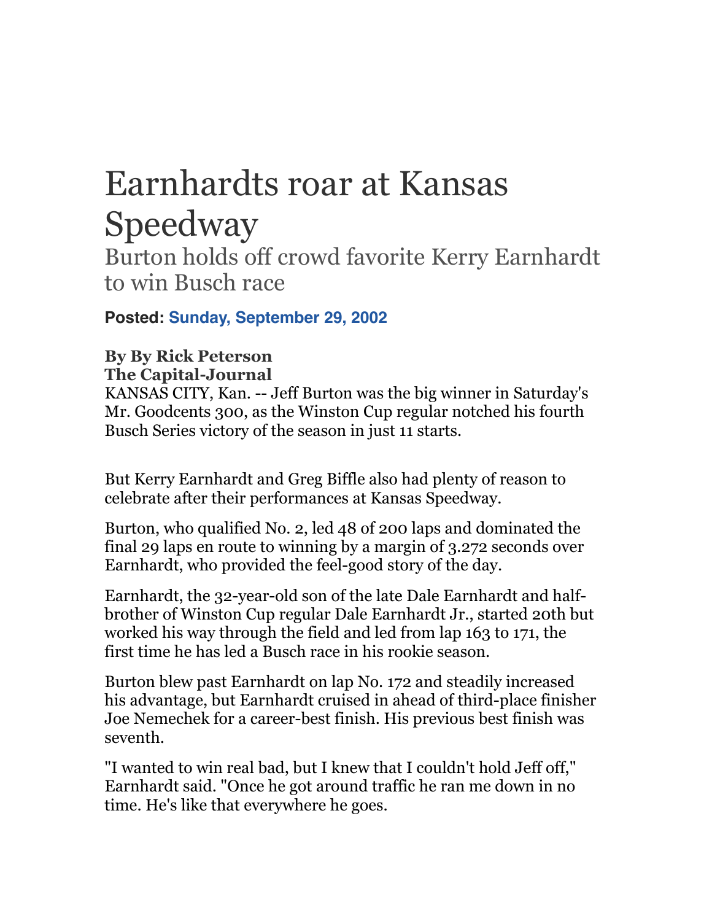# Earnhardts roar at Kansas Speedway

## Burton holds off crowd favorite Kerry Earnhardt to win Busch race

**Posted: Sunday, September 29, 2002**

**By By Rick Peterson**
**The Capital-Journal**

KANSAS CITY, Kan. -- Jeff Burton was the big winner in Saturday's Mr. Goodcents 300, as the Winston Cup regular notched his fourth Busch Series victory of the season in just 11 starts.

But Kerry Earnhardt and Greg Biffle also had plenty of reason to celebrate after their performances at Kansas Speedway.

Burton, who qualified No. 2, led 48 of 200 laps and dominated the final 29 laps en route to winning by a margin of 3.272 seconds over Earnhardt, who provided the feel-good story of the day.

Earnhardt, the 32-year-old son of the late Dale Earnhardt and half-brother of Winston Cup regular Dale Earnhardt Jr., started 20th but worked his way through the field and led from lap 163 to 171, the first time he has led a Busch race in his rookie season.

Burton blew past Earnhardt on lap No. 172 and steadily increased his advantage, but Earnhardt cruised in ahead of third-place finisher Joe Nemechek for a career-best finish. His previous best finish was seventh.

"I wanted to win real bad, but I knew that I couldn't hold Jeff off," Earnhardt said. "Once he got around traffic he ran me down in no time. He's like that everywhere he goes.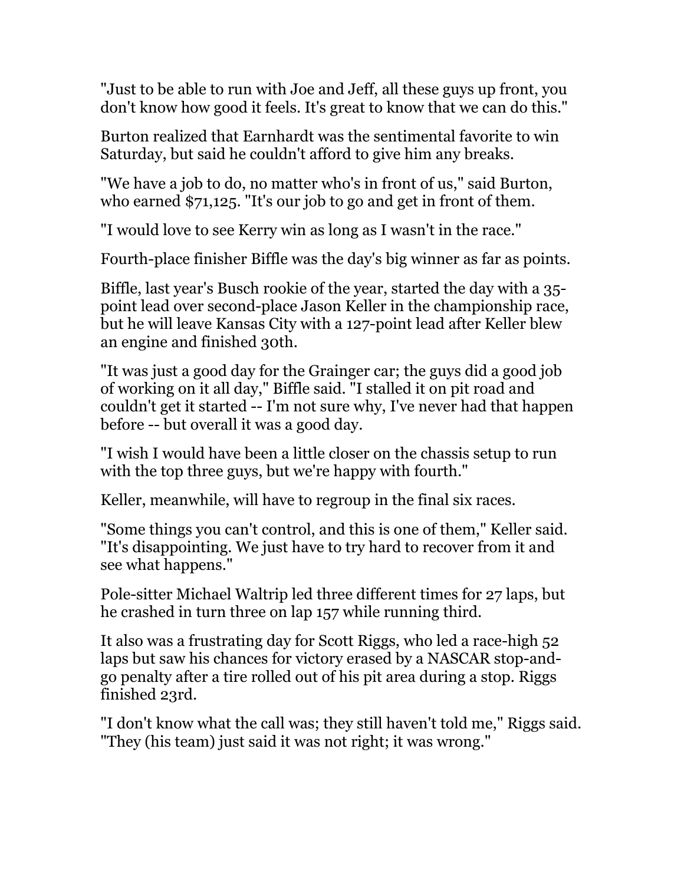"Just to be able to run with Joe and Jeff, all these guys up front, you don't know how good it feels. It's great to know that we can do this."

Burton realized that Earnhardt was the sentimental favorite to win Saturday, but said he couldn't afford to give him any breaks.

"We have a job to do, no matter who's in front of us," said Burton, who earned $71,125. "It's our job to go and get in front of them.

"I would love to see Kerry win as long as I wasn't in the race."

Fourth-place finisher Biffle was the day's big winner as far as points.

Biffle, last year's Busch rookie of the year, started the day with a 35-point lead over second-place Jason Keller in the championship race, but he will leave Kansas City with a 127-point lead after Keller blew an engine and finished 30th.

"It was just a good day for the Grainger car; the guys did a good job of working on it all day," Biffle said. "I stalled it on pit road and couldn't get it started -- I'm not sure why, I've never had that happen before -- but overall it was a good day.

"I wish I would have been a little closer on the chassis setup to run with the top three guys, but we're happy with fourth."

Keller, meanwhile, will have to regroup in the final six races.

"Some things you can't control, and this is one of them," Keller said. "It's disappointing. We just have to try hard to recover from it and see what happens."

Pole-sitter Michael Waltrip led three different times for 27 laps, but he crashed in turn three on lap 157 while running third.

It also was a frustrating day for Scott Riggs, who led a race-high 52 laps but saw his chances for victory erased by a NASCAR stop-and-go penalty after a tire rolled out of his pit area during a stop. Riggs finished 23rd.

"I don't know what the call was; they still haven't told me," Riggs said. "They (his team) just said it was not right; it was wrong."